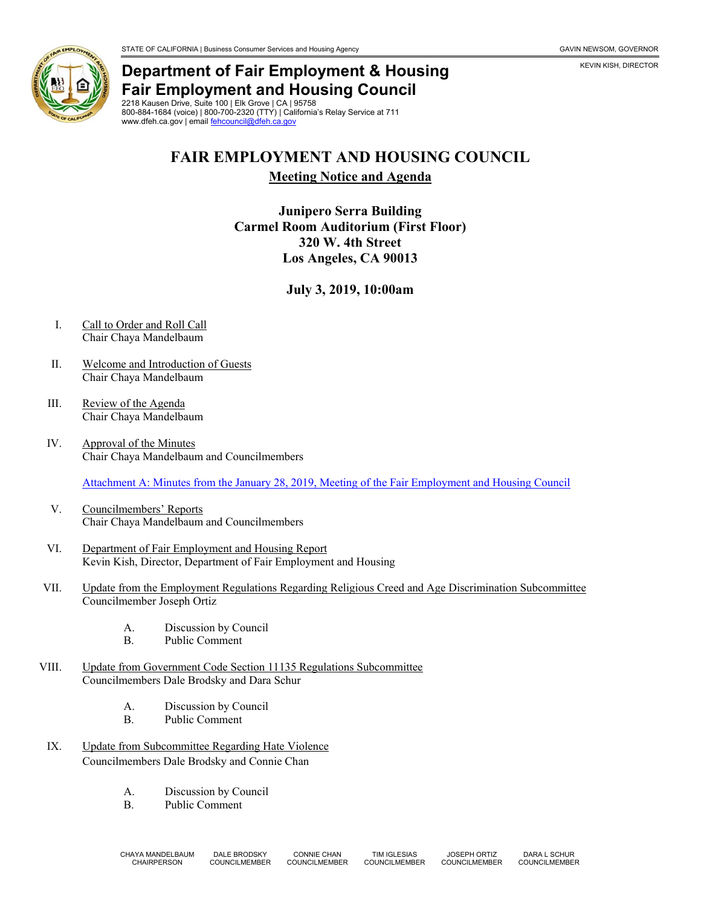STATE OF CALIFORNIA | Business Consumer Services and Housing Agency

GAVIN NEWSOM, GOVERNOR

KEVIN KISH, DIRECTOR

**Department of Fair Employment & Housing**
**Fair Employment and Housing Council**
2218 Kausen Drive, Suite 100 | Elk Grove | CA | 95758
800-884-1684 (voice) | 800-700-2320 (TTY) | California's Relay Service at 711
www.dfeh.ca.gov | email fehcouncil@dfeh.ca.gov

# FAIR EMPLOYMENT AND HOUSING COUNCIL

## Meeting Notice and Agenda

**Junipero Serra Building**
**Carmel Room Auditorium (First Floor)**
**320 W. 4th Street**
**Los Angeles, CA 90013**

**July 3, 2019, 10:00am**

I. Call to Order and Roll Call
Chair Chaya Mandelbaum

II. Welcome and Introduction of Guests
Chair Chaya Mandelbaum

III. Review of the Agenda
Chair Chaya Mandelbaum

IV. Approval of the Minutes
Chair Chaya Mandelbaum and Councilmembers

Attachment A: Minutes from the January 28, 2019, Meeting of the Fair Employment and Housing Council

V. Councilmembers' Reports
Chair Chaya Mandelbaum and Councilmembers

VI. Department of Fair Employment and Housing Report
Kevin Kish, Director, Department of Fair Employment and Housing

VII. Update from the Employment Regulations Regarding Religious Creed and Age Discrimination Subcommittee
Councilmember Joseph Ortiz

- A. Discussion by Council
- B. Public Comment

VIII. Update from Government Code Section 11135 Regulations Subcommittee
Councilmembers Dale Brodsky and Dara Schur

- A. Discussion by Council
- B. Public Comment

IX. Update from Subcommittee Regarding Hate Violence
Councilmembers Dale Brodsky and Connie Chan

- A. Discussion by Council
- B. Public Comment

CHAYA MANDELBAUM, CHAIRPERSON | DALE BRODSKY, COUNCILMEMBER | CONNIE CHAN, COUNCILMEMBER | TIM IGLESIAS, COUNCILMEMBER | JOSEPH ORTIZ, COUNCILMEMBER | DARA L SCHUR, COUNCILMEMBER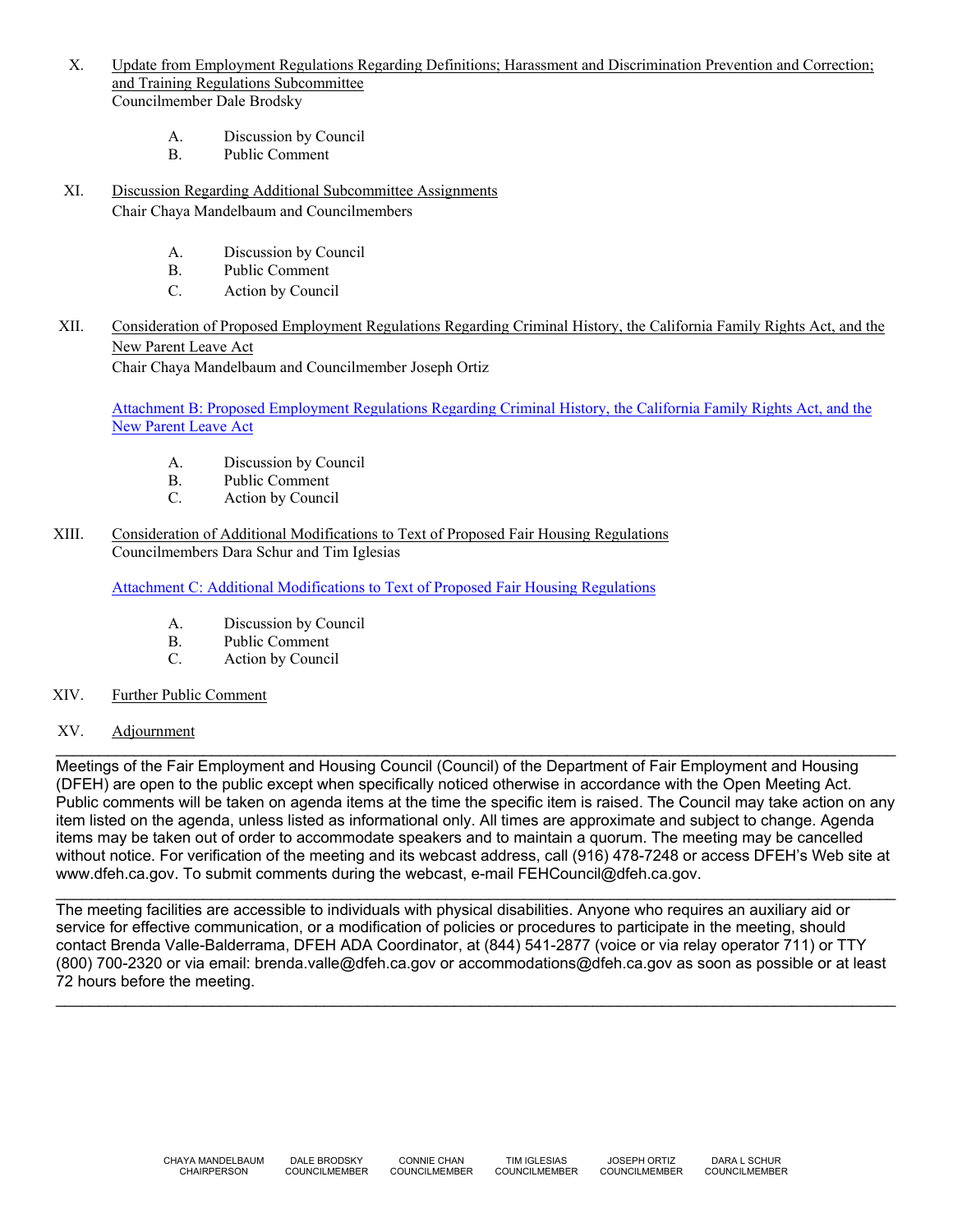X. Update from Employment Regulations Regarding Definitions; Harassment and Discrimination Prevention and Correction; and Training Regulations Subcommittee
Councilmember Dale Brodsky

A. Discussion by Council
B. Public Comment

XI. Discussion Regarding Additional Subcommittee Assignments
Chair Chaya Mandelbaum and Councilmembers

A. Discussion by Council
B. Public Comment
C. Action by Council

XII. Consideration of Proposed Employment Regulations Regarding Criminal History, the California Family Rights Act, and the New Parent Leave Act
Chair Chaya Mandelbaum and Councilmember Joseph Ortiz

Attachment B: Proposed Employment Regulations Regarding Criminal History, the California Family Rights Act, and the New Parent Leave Act

A. Discussion by Council
B. Public Comment
C. Action by Council

XIII. Consideration of Additional Modifications to Text of Proposed Fair Housing Regulations
Councilmembers Dara Schur and Tim Iglesias

Attachment C: Additional Modifications to Text of Proposed Fair Housing Regulations

A. Discussion by Council
B. Public Comment
C. Action by Council

XIV. Further Public Comment

XV. Adjournment

---

Meetings of the Fair Employment and Housing Council (Council) of the Department of Fair Employment and Housing (DFEH) are open to the public except when specifically noticed otherwise in accordance with the Open Meeting Act. Public comments will be taken on agenda items at the time the specific item is raised. The Council may take action on any item listed on the agenda, unless listed as informational only. All times are approximate and subject to change. Agenda items may be taken out of order to accommodate speakers and to maintain a quorum. The meeting may be cancelled without notice. For verification of the meeting and its webcast address, call (916) 478-7248 or access DFEH's Web site at www.dfeh.ca.gov. To submit comments during the webcast, e-mail FEHCouncil@dfeh.ca.gov.

---

The meeting facilities are accessible to individuals with physical disabilities. Anyone who requires an auxiliary aid or service for effective communication, or a modification of policies or procedures to participate in the meeting, should contact Brenda Valle-Balderrama, DFEH ADA Coordinator, at (844) 541-2877 (voice or via relay operator 711) or TTY (800) 700-2320 or via email: brenda.valle@dfeh.ca.gov or accommodations@dfeh.ca.gov as soon as possible or at least 72 hours before the meeting.

---

CHAYA MANDELBAUM CHAIRPERSON | DALE BRODSKY COUNCILMEMBER | CONNIE CHAN COUNCILMEMBER | TIM IGLESIAS COUNCILMEMBER | JOSEPH ORTIZ COUNCILMEMBER | DARA L SCHUR COUNCILMEMBER